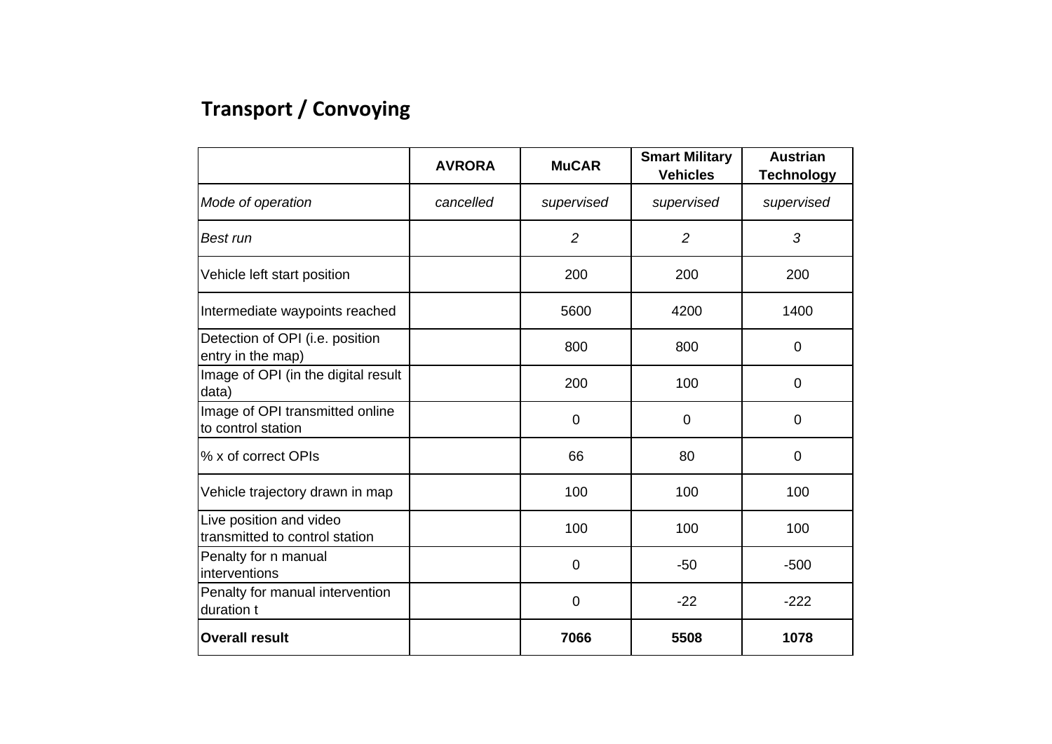## Transport / Convoying

| | AVRORA | MuCAR | Smart Military Vehicles | Austrian Technology |
|---|---|---|---|---|
| *Mode of operation* | *cancelled* | *supervised* | *supervised* | *supervised* |
| *Best run* | | *2* | *2* | *3* |
| Vehicle left start position | | 200 | 200 | 200 |
| Intermediate waypoints reached | | 5600 | 4200 | 1400 |
| Detection of OPI (i.e. position entry in the map) | | 800 | 800 | 0 |
| Image of OPI (in the digital result data) | | 200 | 100 | 0 |
| Image of OPI transmitted online to control station | | 0 | 0 | 0 |
| % x of correct OPIs | | 66 | 80 | 0 |
| Vehicle trajectory drawn in map | | 100 | 100 | 100 |
| Live position and video transmitted to control station | | 100 | 100 | 100 |
| Penalty for n manual interventions | | 0 | -50 | -500 |
| Penalty for manual intervention duration t | | 0 | -22 | -222 |
| **Overall result** | | **7066** | **5508** | **1078** |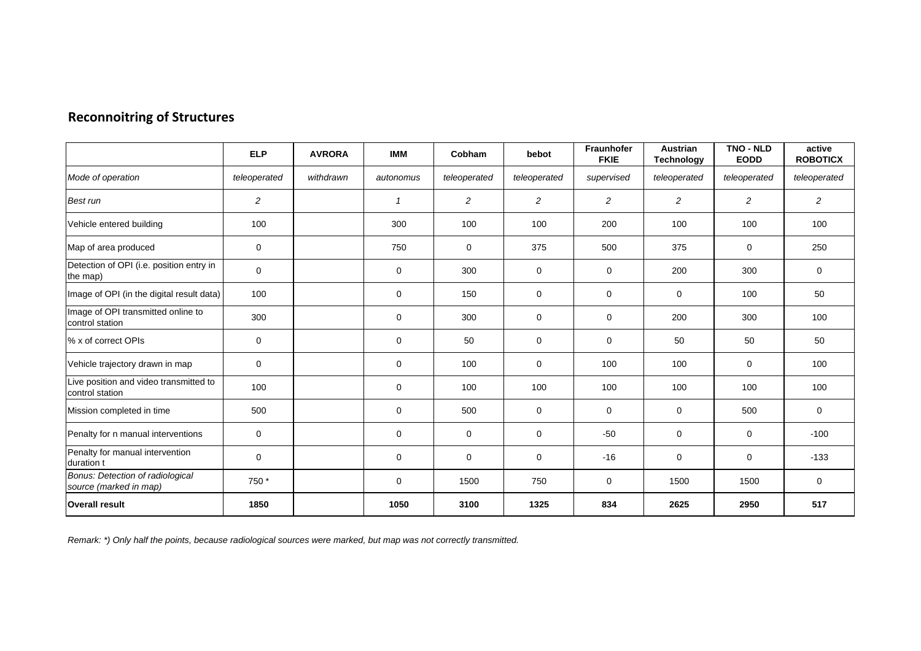## Reconnoitring of Structures

| | ELP | AVRORA | IMM | Cobham | bebot | Fraunhofer FKIE | Austrian Technology | TNO - NLD EODD | active ROBOTICX |
|---|---|---|---|---|---|---|---|---|---|
| *Mode of operation* | *teleoperated* | *withdrawn* | *autonomus* | *teleoperated* | *teleoperated* | *supervised* | *teleoperated* | *teleoperated* | *teleoperated* |
| *Best run* | *2* | | *1* | *2* | *2* | *2* | *2* | *2* | *2* |
| Vehicle entered building | 100 | | 300 | 100 | 100 | 200 | 100 | 100 | 100 |
| Map of area produced | 0 | | 750 | 0 | 375 | 500 | 375 | 0 | 250 |
| Detection of OPI (i.e. position entry in the map) | 0 | | 0 | 300 | 0 | 0 | 200 | 300 | 0 |
| Image of OPI (in the digital result data) | 100 | | 0 | 150 | 0 | 0 | 0 | 100 | 50 |
| Image of OPI transmitted online to control station | 300 | | 0 | 300 | 0 | 0 | 200 | 300 | 100 |
| % x of correct OPIs | 0 | | 0 | 50 | 0 | 0 | 50 | 50 | 50 |
| Vehicle trajectory drawn in map | 0 | | 0 | 100 | 0 | 100 | 100 | 0 | 100 |
| Live position and video transmitted to control station | 100 | | 0 | 100 | 100 | 100 | 100 | 100 | 100 |
| Mission completed in time | 500 | | 0 | 500 | 0 | 0 | 0 | 500 | 0 |
| Penalty for n manual interventions | 0 | | 0 | 0 | 0 | -50 | 0 | 0 | -100 |
| Penalty for manual intervention duration t | 0 | | 0 | 0 | 0 | -16 | 0 | 0 | -133 |
| *Bonus: Detection of radiological source (marked in map)* | 750 * | | 0 | 1500 | 750 | 0 | 1500 | 1500 | 0 |
| **Overall result** | **1850** | | **1050** | **3100** | **1325** | **834** | **2625** | **2950** | **517** |

*Remark: *) Only half the points, because radiological sources were marked, but map was not correctly transmitted.*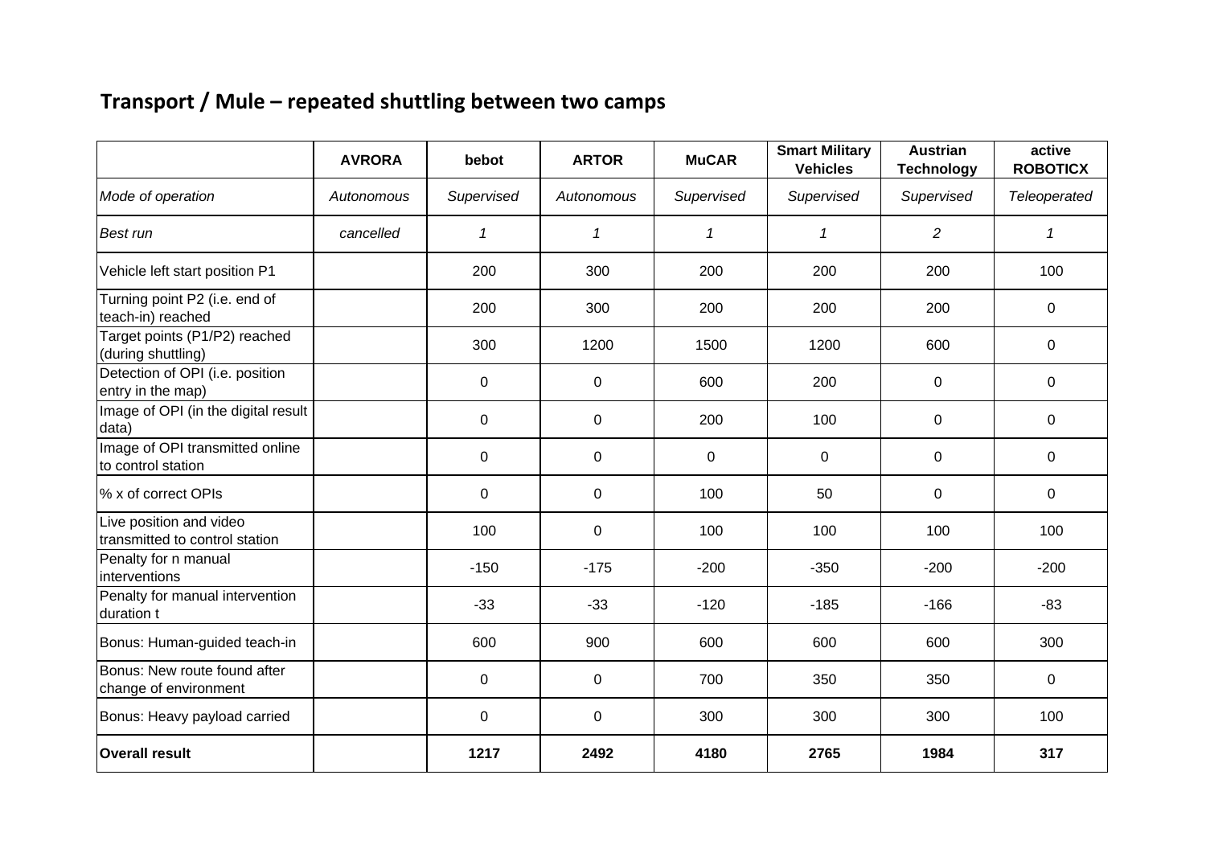# Transport / Mule – repeated shuttling between two camps

| | AVRORA | bebot | ARTOR | MuCAR | Smart Military Vehicles | Austrian Technology | active ROBOTICX |
|---|---|---|---|---|---|---|---|
| *Mode of operation* | *Autonomous* | *Supervised* | *Autonomous* | *Supervised* | *Supervised* | *Supervised* | *Teleoperated* |
| *Best run* | *cancelled* | *1* | *1* | *1* | *1* | *2* | *1* |
| Vehicle left start position P1 | | 200 | 300 | 200 | 200 | 200 | 100 |
| Turning point P2 (i.e. end of teach-in) reached | | 200 | 300 | 200 | 200 | 200 | 0 |
| Target points (P1/P2) reached (during shuttling) | | 300 | 1200 | 1500 | 1200 | 600 | 0 |
| Detection of OPI (i.e. position entry in the map) | | 0 | 0 | 600 | 200 | 0 | 0 |
| Image of OPI (in the digital result data) | | 0 | 0 | 200 | 100 | 0 | 0 |
| Image of OPI transmitted online to control station | | 0 | 0 | 0 | 0 | 0 | 0 |
| % x of correct OPIs | | 0 | 0 | 100 | 50 | 0 | 0 |
| Live position and video transmitted to control station | | 100 | 0 | 100 | 100 | 100 | 100 |
| Penalty for n manual interventions | | -150 | -175 | -200 | -350 | -200 | -200 |
| Penalty for manual intervention duration t | | -33 | -33 | -120 | -185 | -166 | -83 |
| Bonus: Human-guided teach-in | | 600 | 900 | 600 | 600 | 600 | 300 |
| Bonus: New route found after change of environment | | 0 | 0 | 700 | 350 | 350 | 0 |
| Bonus: Heavy payload carried | | 0 | 0 | 300 | 300 | 300 | 100 |
| **Overall result** | | **1217** | **2492** | **4180** | **2765** | **1984** | **317** |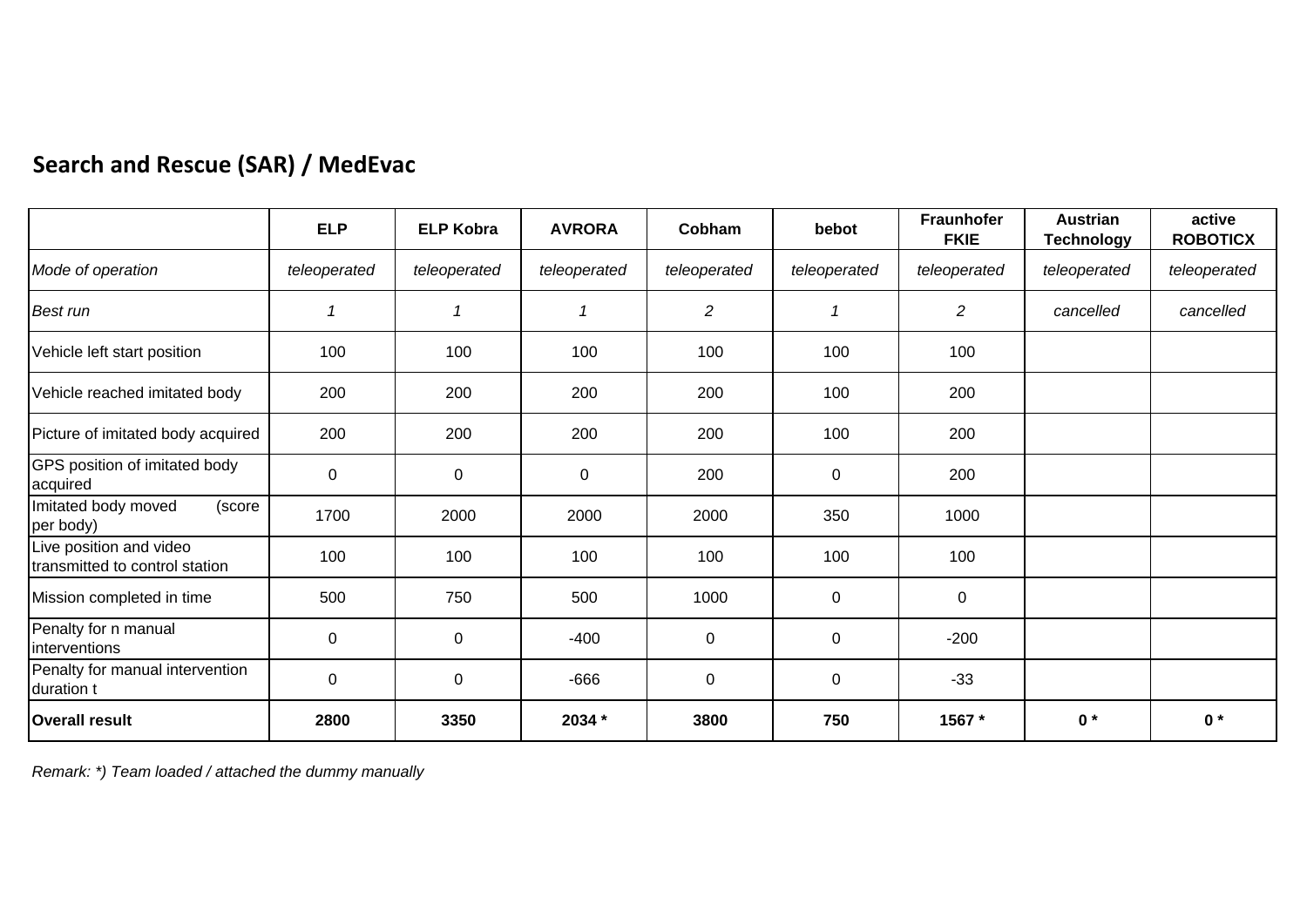## Search and Rescue (SAR) / MedEvac

| | ELP | ELP Kobra | AVRORA | Cobham | bebot | Fraunhofer FKIE | Austrian Technology | active ROBOTICX |
|---|---|---|---|---|---|---|---|---|
| *Mode of operation* | *teleoperated* | *teleoperated* | *teleoperated* | *teleoperated* | *teleoperated* | *teleoperated* | *teleoperated* | *teleoperated* |
| *Best run* | *1* | *1* | *1* | *2* | *1* | *2* | *cancelled* | *cancelled* |
| Vehicle left start position | 100 | 100 | 100 | 100 | 100 | 100 | | |
| Vehicle reached imitated body | 200 | 200 | 200 | 200 | 100 | 200 | | |
| Picture of imitated body acquired | 200 | 200 | 200 | 200 | 100 | 200 | | |
| GPS position of imitated body acquired | 0 | 0 | 0 | 200 | 0 | 200 | | |
| Imitated body moved (score per body) | 1700 | 2000 | 2000 | 2000 | 350 | 1000 | | |
| Live position and video transmitted to control station | 100 | 100 | 100 | 100 | 100 | 100 | | |
| Mission completed in time | 500 | 750 | 500 | 1000 | 0 | 0 | | |
| Penalty for n manual interventions | 0 | 0 | -400 | 0 | 0 | -200 | | |
| Penalty for manual intervention duration t | 0 | 0 | -666 | 0 | 0 | -33 | | |
| **Overall result** | **2800** | **3350** | **2034 *** | **3800** | **750** | **1567 *** | **0 *** | **0 *** |

*Remark: *) Team loaded / attached the dummy manually*